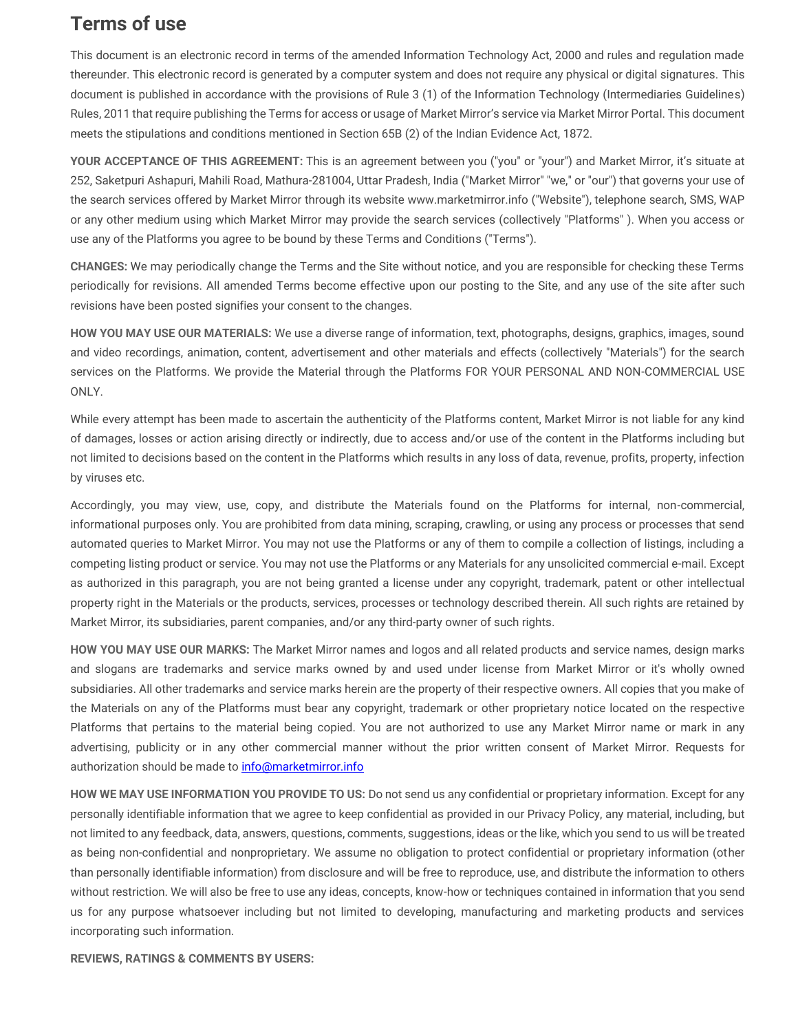# Terms of use

This document is an electronic record in terms of the amended Information Technology Act, 2000 and rules and regulation made thereunder. This electronic record is generated by a computer system and does not require any physical or digital signatures. This document is published in accordance with the provisions of Rule 3 (1) of the Information Technology (Intermediaries Guidelines) Rules, 2011 that require publishing the Terms for access or usage of Market Mirror's service via Market Mirror Portal. This document meets the stipulations and conditions mentioned in Section 65B (2) of the Indian Evidence Act, 1872.

**YOUR ACCEPTANCE OF THIS AGREEMENT:** This is an agreement between you ("you" or "your") and Market Mirror, it's situate at 252, Saketpuri Ashapuri, Mahili Road, Mathura-281004, Uttar Pradesh, India ("Market Mirror" "we," or "our") that governs your use of the search services offered by Market Mirror through its website www.marketmirror.info ("Website"), telephone search, SMS, WAP or any other medium using which Market Mirror may provide the search services (collectively "Platforms" ). When you access or use any of the Platforms you agree to be bound by these Terms and Conditions ("Terms").

**CHANGES:** We may periodically change the Terms and the Site without notice, and you are responsible for checking these Terms periodically for revisions. All amended Terms become effective upon our posting to the Site, and any use of the site after such revisions have been posted signifies your consent to the changes.

**HOW YOU MAY USE OUR MATERIALS:** We use a diverse range of information, text, photographs, designs, graphics, images, sound and video recordings, animation, content, advertisement and other materials and effects (collectively "Materials") for the search services on the Platforms. We provide the Material through the Platforms FOR YOUR PERSONAL AND NON-COMMERCIAL USE ONLY.

While every attempt has been made to ascertain the authenticity of the Platforms content, Market Mirror is not liable for any kind of damages, losses or action arising directly or indirectly, due to access and/or use of the content in the Platforms including but not limited to decisions based on the content in the Platforms which results in any loss of data, revenue, profits, property, infection by viruses etc.

Accordingly, you may view, use, copy, and distribute the Materials found on the Platforms for internal, non-commercial, informational purposes only. You are prohibited from data mining, scraping, crawling, or using any process or processes that send automated queries to Market Mirror. You may not use the Platforms or any of them to compile a collection of listings, including a competing listing product or service. You may not use the Platforms or any Materials for any unsolicited commercial e-mail. Except as authorized in this paragraph, you are not being granted a license under any copyright, trademark, patent or other intellectual property right in the Materials or the products, services, processes or technology described therein. All such rights are retained by Market Mirror, its subsidiaries, parent companies, and/or any third-party owner of such rights.

**HOW YOU MAY USE OUR MARKS:** The Market Mirror names and logos and all related products and service names, design marks and slogans are trademarks and service marks owned by and used under license from Market Mirror or it's wholly owned subsidiaries. All other trademarks and service marks herein are the property of their respective owners. All copies that you make of the Materials on any of the Platforms must bear any copyright, trademark or other proprietary notice located on the respective Platforms that pertains to the material being copied. You are not authorized to use any Market Mirror name or mark in any advertising, publicity or in any other commercial manner without the prior written consent of Market Mirror. Requests for authorization should be made to info@marketmirror.info

**HOW WE MAY USE INFORMATION YOU PROVIDE TO US:** Do not send us any confidential or proprietary information. Except for any personally identifiable information that we agree to keep confidential as provided in our Privacy Policy, any material, including, but not limited to any feedback, data, answers, questions, comments, suggestions, ideas or the like, which you send to us will be treated as being non-confidential and nonproprietary. We assume no obligation to protect confidential or proprietary information (other than personally identifiable information) from disclosure and will be free to reproduce, use, and distribute the information to others without restriction. We will also be free to use any ideas, concepts, know-how or techniques contained in information that you send us for any purpose whatsoever including but not limited to developing, manufacturing and marketing products and services incorporating such information.

**REVIEWS, RATINGS & COMMENTS BY USERS:**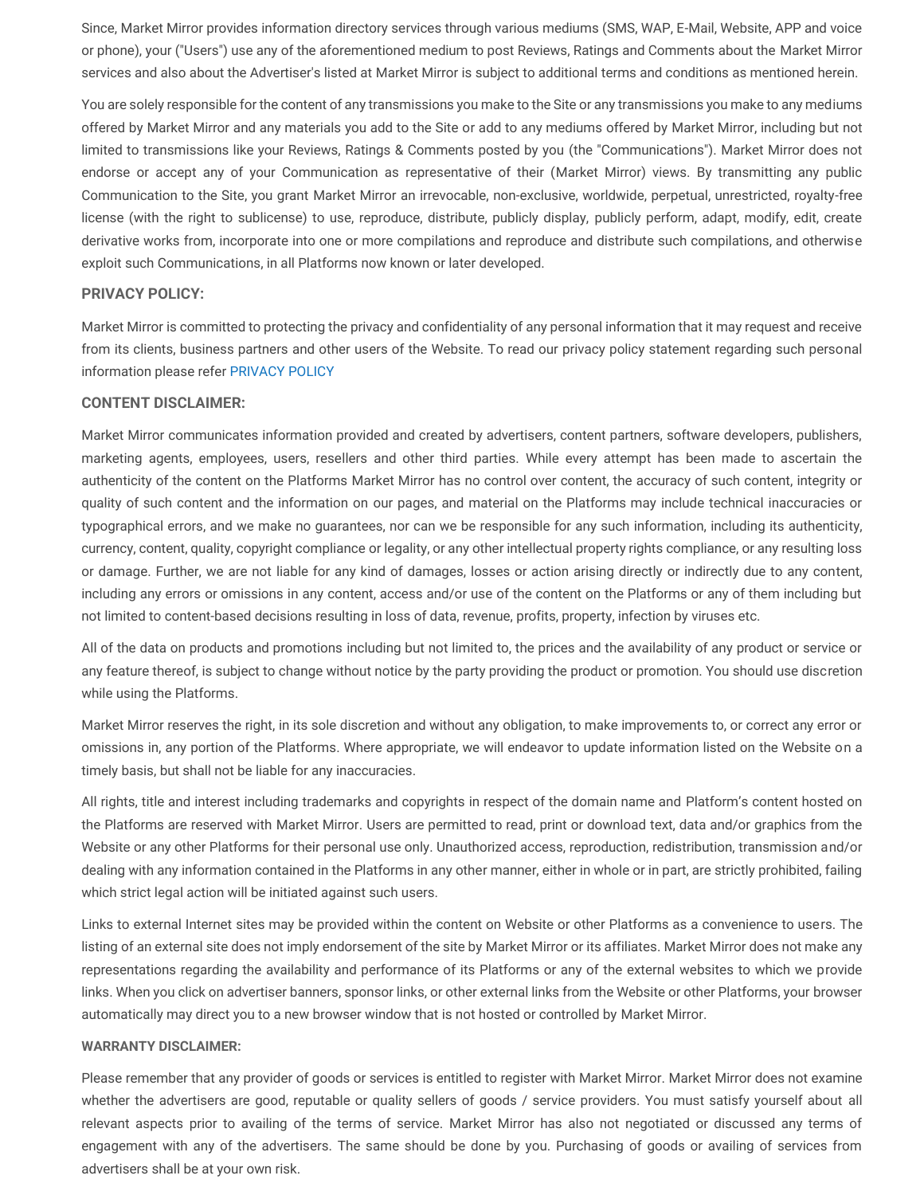Since, Market Mirror provides information directory services through various mediums (SMS, WAP, E-Mail, Website, APP and voice or phone), your ("Users") use any of the aforementioned medium to post Reviews, Ratings and Comments about the Market Mirror services and also about the Advertiser's listed at Market Mirror is subject to additional terms and conditions as mentioned herein.

You are solely responsible for the content of any transmissions you make to the Site or any transmissions you make to any mediums offered by Market Mirror and any materials you add to the Site or add to any mediums offered by Market Mirror, including but not limited to transmissions like your Reviews, Ratings & Comments posted by you (the "Communications"). Market Mirror does not endorse or accept any of your Communication as representative of their (Market Mirror) views. By transmitting any public Communication to the Site, you grant Market Mirror an irrevocable, non-exclusive, worldwide, perpetual, unrestricted, royalty-free license (with the right to sublicense) to use, reproduce, distribute, publicly display, publicly perform, adapt, modify, edit, create derivative works from, incorporate into one or more compilations and reproduce and distribute such compilations, and otherwise exploit such Communications, in all Platforms now known or later developed.

## PRIVACY POLICY:

Market Mirror is committed to protecting the privacy and confidentiality of any personal information that it may request and receive from its clients, business partners and other users of the Website. To read our privacy policy statement regarding such personal information please refer PRIVACY POLICY

## CONTENT DISCLAIMER:

Market Mirror communicates information provided and created by advertisers, content partners, software developers, publishers, marketing agents, employees, users, resellers and other third parties. While every attempt has been made to ascertain the authenticity of the content on the Platforms Market Mirror has no control over content, the accuracy of such content, integrity or quality of such content and the information on our pages, and material on the Platforms may include technical inaccuracies or typographical errors, and we make no guarantees, nor can we be responsible for any such information, including its authenticity, currency, content, quality, copyright compliance or legality, or any other intellectual property rights compliance, or any resulting loss or damage. Further, we are not liable for any kind of damages, losses or action arising directly or indirectly due to any content, including any errors or omissions in any content, access and/or use of the content on the Platforms or any of them including but not limited to content-based decisions resulting in loss of data, revenue, profits, property, infection by viruses etc.

All of the data on products and promotions including but not limited to, the prices and the availability of any product or service or any feature thereof, is subject to change without notice by the party providing the product or promotion. You should use discretion while using the Platforms.

Market Mirror reserves the right, in its sole discretion and without any obligation, to make improvements to, or correct any error or omissions in, any portion of the Platforms. Where appropriate, we will endeavor to update information listed on the Website on a timely basis, but shall not be liable for any inaccuracies.

All rights, title and interest including trademarks and copyrights in respect of the domain name and Platform's content hosted on the Platforms are reserved with Market Mirror. Users are permitted to read, print or download text, data and/or graphics from the Website or any other Platforms for their personal use only. Unauthorized access, reproduction, redistribution, transmission and/or dealing with any information contained in the Platforms in any other manner, either in whole or in part, are strictly prohibited, failing which strict legal action will be initiated against such users.

Links to external Internet sites may be provided within the content on Website or other Platforms as a convenience to users. The listing of an external site does not imply endorsement of the site by Market Mirror or its affiliates. Market Mirror does not make any representations regarding the availability and performance of its Platforms or any of the external websites to which we provide links. When you click on advertiser banners, sponsor links, or other external links from the Website or other Platforms, your browser automatically may direct you to a new browser window that is not hosted or controlled by Market Mirror.

## WARRANTY DISCLAIMER:

Please remember that any provider of goods or services is entitled to register with Market Mirror. Market Mirror does not examine whether the advertisers are good, reputable or quality sellers of goods / service providers. You must satisfy yourself about all relevant aspects prior to availing of the terms of service. Market Mirror has also not negotiated or discussed any terms of engagement with any of the advertisers. The same should be done by you. Purchasing of goods or availing of services from advertisers shall be at your own risk.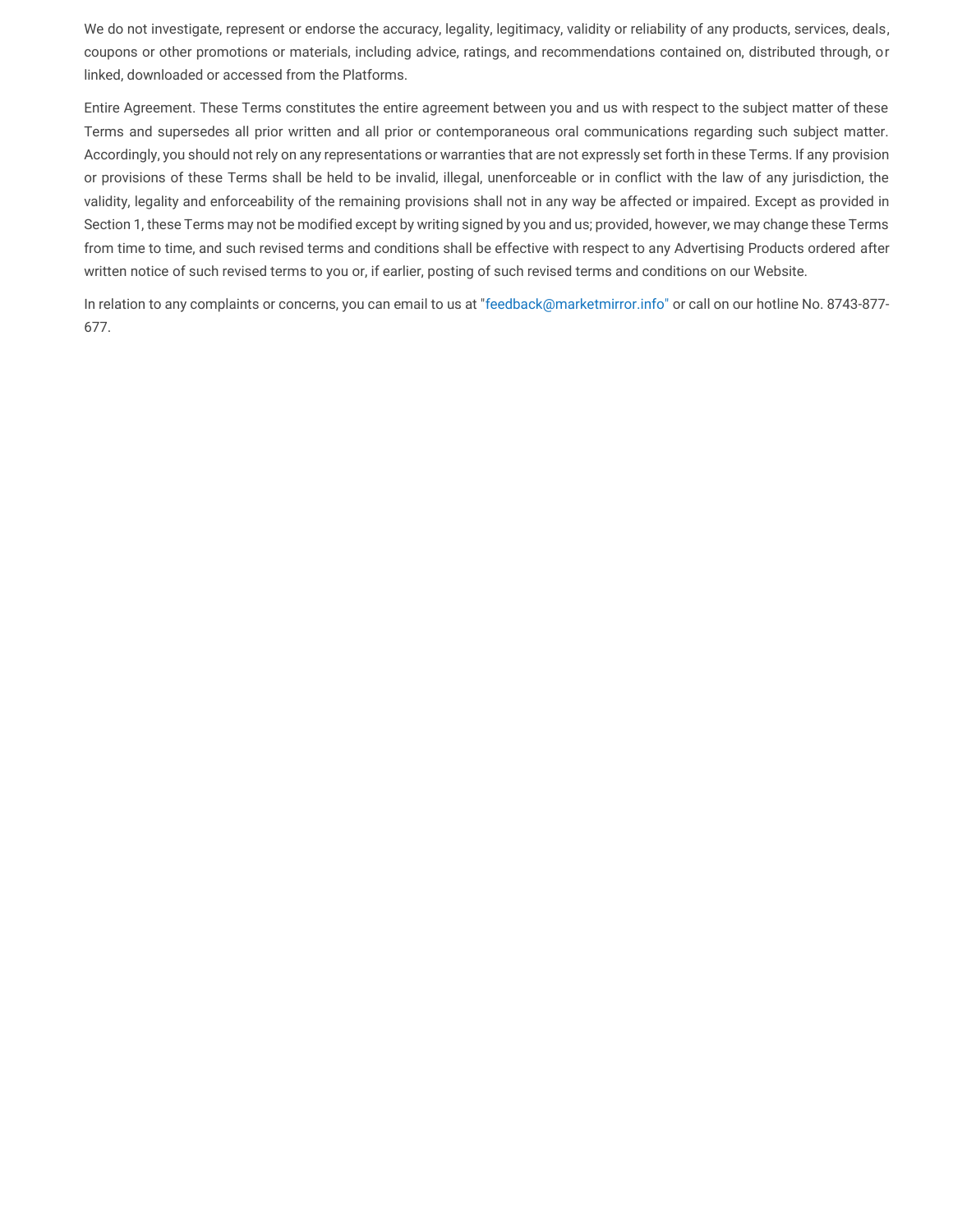We do not investigate, represent or endorse the accuracy, legality, legitimacy, validity or reliability of any products, services, deals, coupons or other promotions or materials, including advice, ratings, and recommendations contained on, distributed through, or linked, downloaded or accessed from the Platforms.

Entire Agreement. These Terms constitutes the entire agreement between you and us with respect to the subject matter of these Terms and supersedes all prior written and all prior or contemporaneous oral communications regarding such subject matter. Accordingly, you should not rely on any representations or warranties that are not expressly set forth in these Terms. If any provision or provisions of these Terms shall be held to be invalid, illegal, unenforceable or in conflict with the law of any jurisdiction, the validity, legality and enforceability of the remaining provisions shall not in any way be affected or impaired. Except as provided in Section 1, these Terms may not be modified except by writing signed by you and us; provided, however, we may change these Terms from time to time, and such revised terms and conditions shall be effective with respect to any Advertising Products ordered after written notice of such revised terms to you or, if earlier, posting of such revised terms and conditions on our Website.

In relation to any complaints or concerns, you can email to us at "feedback@marketmirror.info" or call on our hotline No. 8743-877-677.